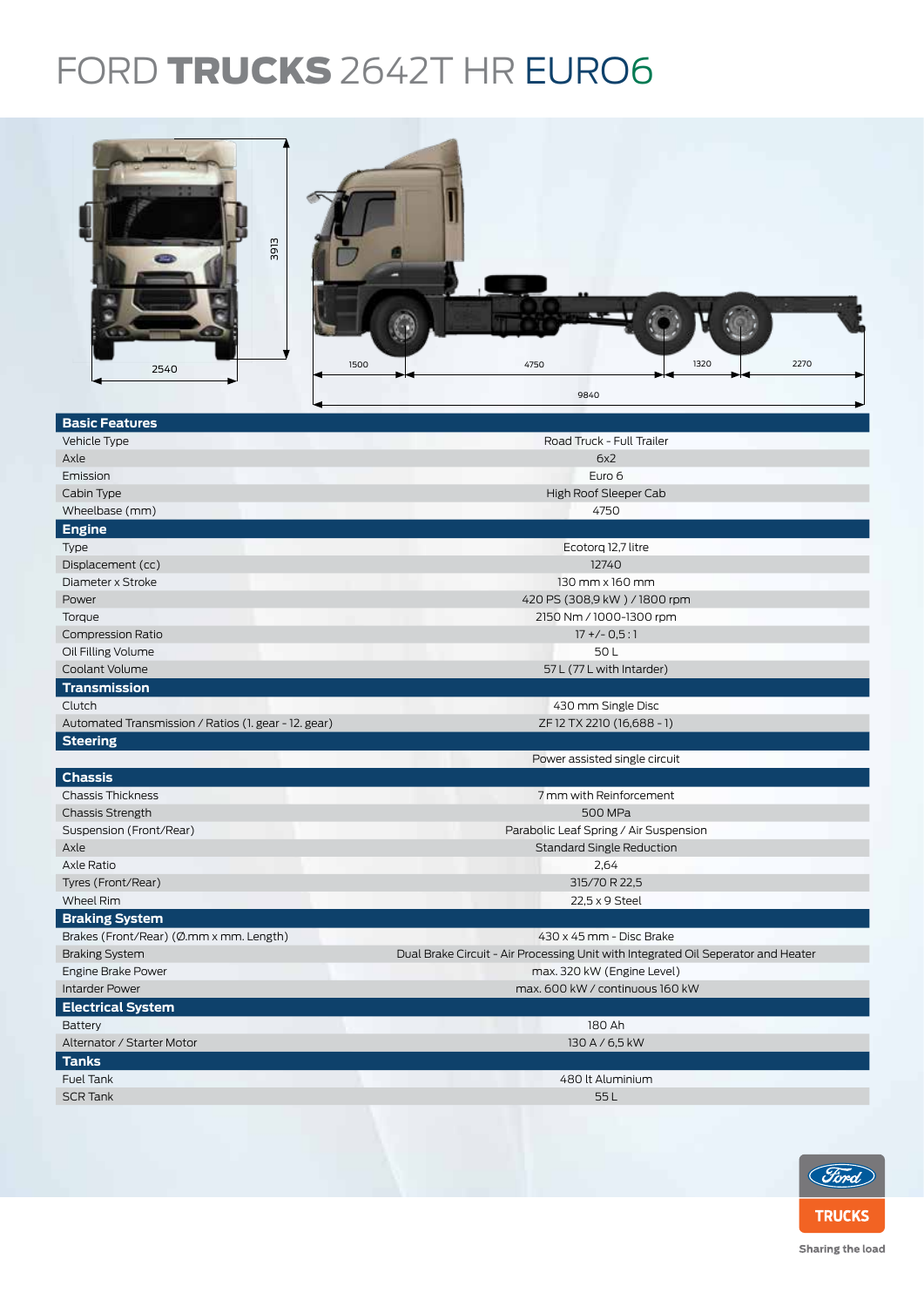# FORD TRUCKS 2642T HR EURO6

2540

3913

1500 | 4750 | 1320 | 2270

9840

| Basic Features | |
|---|---|
| Vehicle Type | Road Truck - Full Trailer |
| Axle | 6x2 |
| Emission | Euro 6 |
| Cabin Type | High Roof Sleeper Cab |
| Wheelbase (mm) | 4750 |
| **Engine** | |
| Type | Ecotorq 12,7 litre |
| Displacement (cc) | 12740 |
| Diameter x Stroke | 130 mm x 160 mm |
| Power | 420 PS (308,9 kW ) / 1800 rpm |
| Torque | 2150 Nm / 1000-1300 rpm |
| Compression Ratio | 17 +/- 0,5 : 1 |
| Oil Filling Volume | 50 L |
| Coolant Volume | 57 L (77 L with Intarder) |
| **Transmission** | |
| Clutch | 430 mm Single Disc |
| Automated Transmission / Ratios (1. gear - 12. gear) | ZF 12 TX 2210 (16,688 - 1) |
| **Steering** | |
| | Power assisted single circuit |
| **Chassis** | |
| Chassis Thickness | 7 mm with Reinforcement |
| Chassis Strength | 500 MPa |
| Suspension (Front/Rear) | Parabolic Leaf Spring / Air Suspension |
| Axle | Standard Single Reduction |
| Axle Ratio | 2,64 |
| Tyres (Front/Rear) | 315/70 R 22,5 |
| Wheel Rim | 22,5 x 9 Steel |
| **Braking System** | |
| Brakes (Front/Rear) (Ø.mm x mm. Length) | 430 x 45 mm - Disc Brake |
| Braking System | Dual Brake Circuit - Air Processing Unit with Integrated Oil Seperator and Heater |
| Engine Brake Power | max. 320 kW (Engine Level) |
| Interder Power | max. 600 kW / continuous 160 kW |
| **Electrical System** | |
| Battery | 180 Ah |
| Alternator / Starter Motor | 130 A / 6,5 kW |
| **Tanks** | |
| Fuel Tank | 480 lt Aluminium |
| SCR Tank | 55 L |

Ford TRUCKS

Sharing the load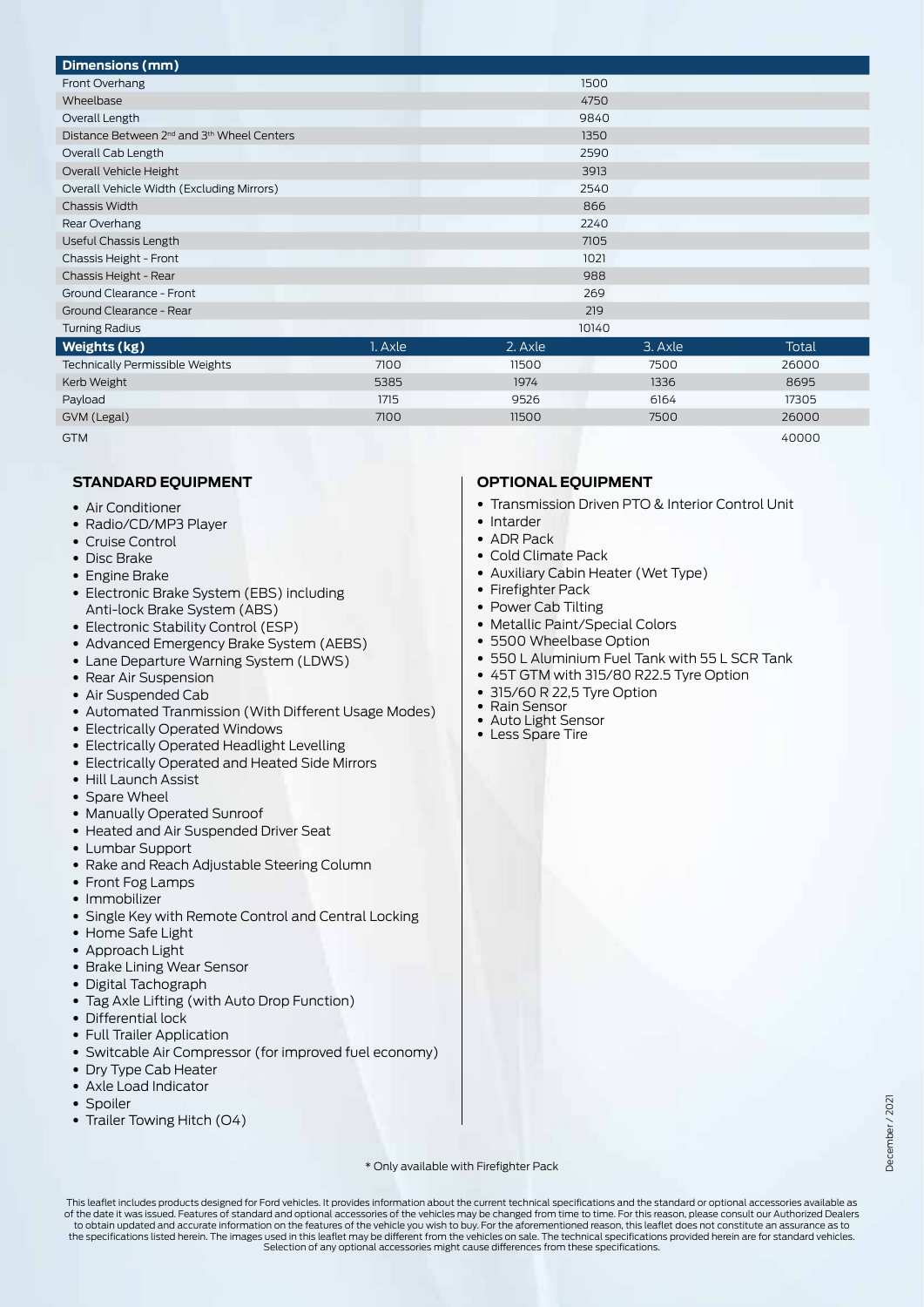| Dimensions (mm) | | | | |
|---|---|---|---|---|
| Front Overhang | 1500 | | | |
| Wheelbase | 4750 | | | |
| Overall Length | 9840 | | | |
| Distance Between 2nd and 3th Wheel Centers | 1350 | | | |
| Overall Cab Length | 2590 | | | |
| Overall Vehicle Height | 3913 | | | |
| Overall Vehicle Width (Excluding Mirrors) | 2540 | | | |
| Chassis Width | 866 | | | |
| Rear Overhang | 2240 | | | |
| Useful Chassis Length | 7105 | | | |
| Chassis Height - Front | 1021 | | | |
| Chassis Height - Rear | 988 | | | |
| Ground Clearance - Front | 269 | | | |
| Ground Clearance - Rear | 219 | | | |
| Turning Radius | 10140 | | | |
| **Weights (kg)** | **1. Axle** | **2. Axle** | **3. Axle** | **Total** |
| Technically Permissible Weights | 7100 | 11500 | 7500 | 26000 |
| Kerb Weight | 5385 | 1974 | 1336 | 8695 |
| Payload | 1715 | 9526 | 6164 | 17305 |
| GVM (Legal) | 7100 | 11500 | 7500 | 26000 |
| GTM | | | | 40000 |

## STANDARD EQUIPMENT

- Air Conditioner
- Radio/CD/MP3 Player
- Cruise Control
- Disc Brake
- Engine Brake
- Electronic Brake System (EBS) including Anti-lock Brake System (ABS)
- Electronic Stability Control (ESP)
- Advanced Emergency Brake System (AEBS)
- Lane Departure Warning System (LDWS)
- Rear Air Suspension
- Air Suspended Cab
- Automated Tranmission (With Different Usage Modes)
- Electrically Operated Windows
- Electrically Operated Headlight Levelling
- Electrically Operated and Heated Side Mirrors
- Hill Launch Assist
- Spare Wheel
- Manually Operated Sunroof
- Heated and Air Suspended Driver Seat
- Lumbar Support
- Rake and Reach Adjustable Steering Column
- Front Fog Lamps
- Immobilizer
- Single Key with Remote Control and Central Locking
- Home Safe Light
- Approach Light
- Brake Lining Wear Sensor
- Digital Tachograph
- Tag Axle Lifting (with Auto Drop Function)
- Differential lock
- Full Trailer Application
- Switcable Air Compressor (for improved fuel economy)
- Dry Type Cab Heater
- Axle Load Indicator
- Spoiler
- Trailer Towing Hitch (O4)

## OPTIONAL EQUIPMENT

- Transmission Driven PTO & Interior Control Unit
- Intarder
- ADR Pack
- Cold Climate Pack
- Auxiliary Cabin Heater (Wet Type)
- Firefighter Pack
- Power Cab Tilting
- Metallic Paint/Special Colors
- 5500 Wheelbase Option
- 550 L Aluminium Fuel Tank with 55 L SCR Tank
- 45T GTM with 315/80 R22.5 Tyre Option
- 315/60 R 22,5 Tyre Option
- Rain Sensor
- Auto Light Sensor
- Less Spare Tire

* Only available with Firefighter Pack

This leaflet includes products designed for Ford vehicles. It provides information about the current technical specifications and the standard or optional accessories available as of the date it was issued. Features of standard and optional accessories of the vehicles may be changed from time to time. For this reason, please consult our Authorized Dealers to obtain updated and accurate information on the features of the vehicle you wish to buy. For the aforementioned reason, this leaflet does not constitute an assurance as to the specifications listed herein. The images used in this leaflet may be different from the vehicles on sale. The technical specifications provided herein are for standard vehicles. Selection of any optional accessories might cause differences from these specifications.

December / 2021